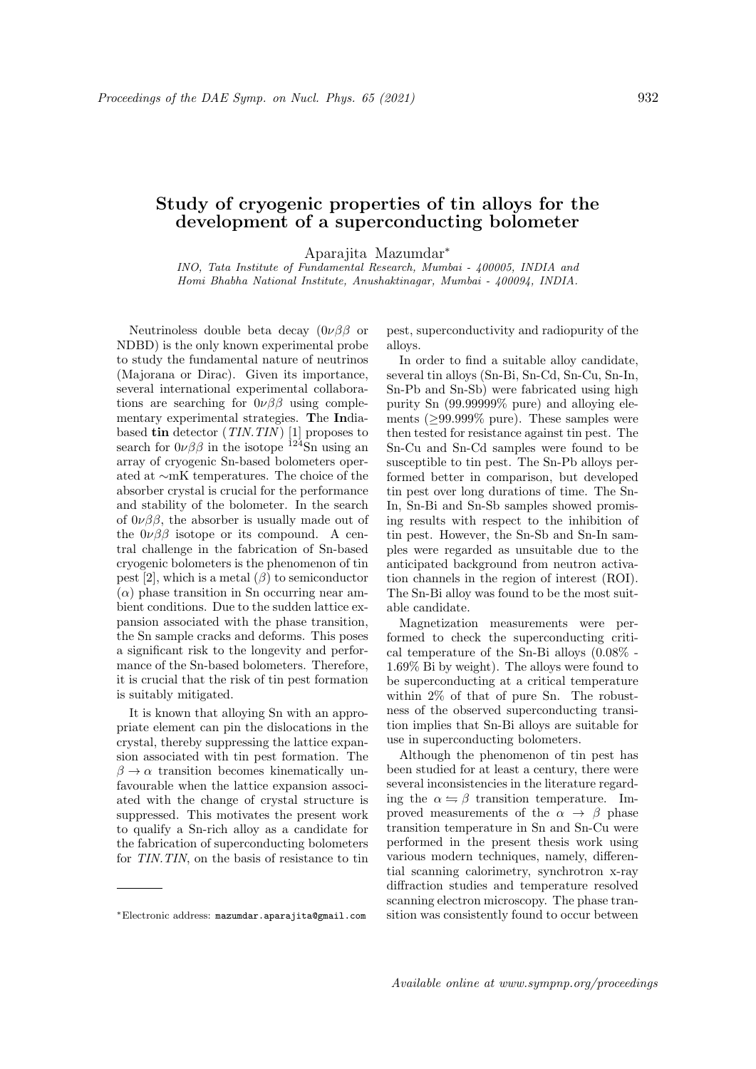# Study of cryogenic properties of tin alloys for the development of a superconducting bolometer

Aparajita Mazumdar*

*INO, Tata Institute of Fundamental Research, Mumbai - 400005, INDIA and Homi Bhabha National Institute, Anushaktinagar, Mumbai - 400094, INDIA.*

Neutrinoless double beta decay ($0\nu\beta\beta$ or NDBD) is the only known experimental probe to study the fundamental nature of neutrinos (Majorana or Dirac). Given its importance, several international experimental collaborations are searching for $0\nu\beta\beta$ using complementary experimental strategies. **T**he **In**dia-based **tin** detector (*TIN.TIN*) [1] proposes to search for $0\nu\beta\beta$ in the isotope $^{124}$Sn using an array of cryogenic Sn-based bolometers operated at ∼mK temperatures. The choice of the absorber crystal is crucial for the performance and stability of the bolometer. In the search of $0\nu\beta\beta$, the absorber is usually made out of the $0\nu\beta\beta$ isotope or its compound. A central challenge in the fabrication of Sn-based cryogenic bolometers is the phenomenon of tin pest [2], which is a metal ($\beta$) to semiconductor ($\alpha$) phase transition in Sn occurring near ambient conditions. Due to the sudden lattice expansion associated with the phase transition, the Sn sample cracks and deforms. This poses a significant risk to the longevity and performance of the Sn-based bolometers. Therefore, it is crucial that the risk of tin pest formation is suitably mitigated.

It is known that alloying Sn with an appropriate element can pin the dislocations in the crystal, thereby suppressing the lattice expansion associated with tin pest formation. The $\beta \rightarrow \alpha$ transition becomes kinematically unfavourable when the lattice expansion associated with the change of crystal structure is suppressed. This motivates the present work to qualify a Sn-rich alloy as a candidate for the fabrication of superconducting bolometers for *TIN.TIN*, on the basis of resistance to tin pest, superconductivity and radiopurity of the alloys.

In order to find a suitable alloy candidate, several tin alloys (Sn-Bi, Sn-Cd, Sn-Cu, Sn-In, Sn-Pb and Sn-Sb) were fabricated using high purity Sn (99.99999% pure) and alloying elements (≥99.999% pure). These samples were then tested for resistance against tin pest. The Sn-Cu and Sn-Cd samples were found to be susceptible to tin pest. The Sn-Pb alloys performed better in comparison, but developed tin pest over long durations of time. The Sn-In, Sn-Bi and Sn-Sb samples showed promising results with respect to the inhibition of tin pest. However, the Sn-Sb and Sn-In samples were regarded as unsuitable due to the anticipated background from neutron activation channels in the region of interest (ROI). The Sn-Bi alloy was found to be the most suitable candidate.

Magnetization measurements were performed to check the superconducting critical temperature of the Sn-Bi alloys (0.08% - 1.69% Bi by weight). The alloys were found to be superconducting at a critical temperature within 2% of that of pure Sn. The robustness of the observed superconducting transition implies that Sn-Bi alloys are suitable for use in superconducting bolometers.

Although the phenomenon of tin pest has been studied for at least a century, there were several inconsistencies in the literature regarding the $\alpha \leftrightharpoons \beta$ transition temperature. Improved measurements of the $\alpha \rightarrow \beta$ phase transition temperature in Sn and Sn-Cu were performed in the present thesis work using various modern techniques, namely, differential scanning calorimetry, synchrotron x-ray diffraction studies and temperature resolved scanning electron microscopy. The phase transition was consistently found to occur between

*Electronic address: mazumdar.aparajita@gmail.com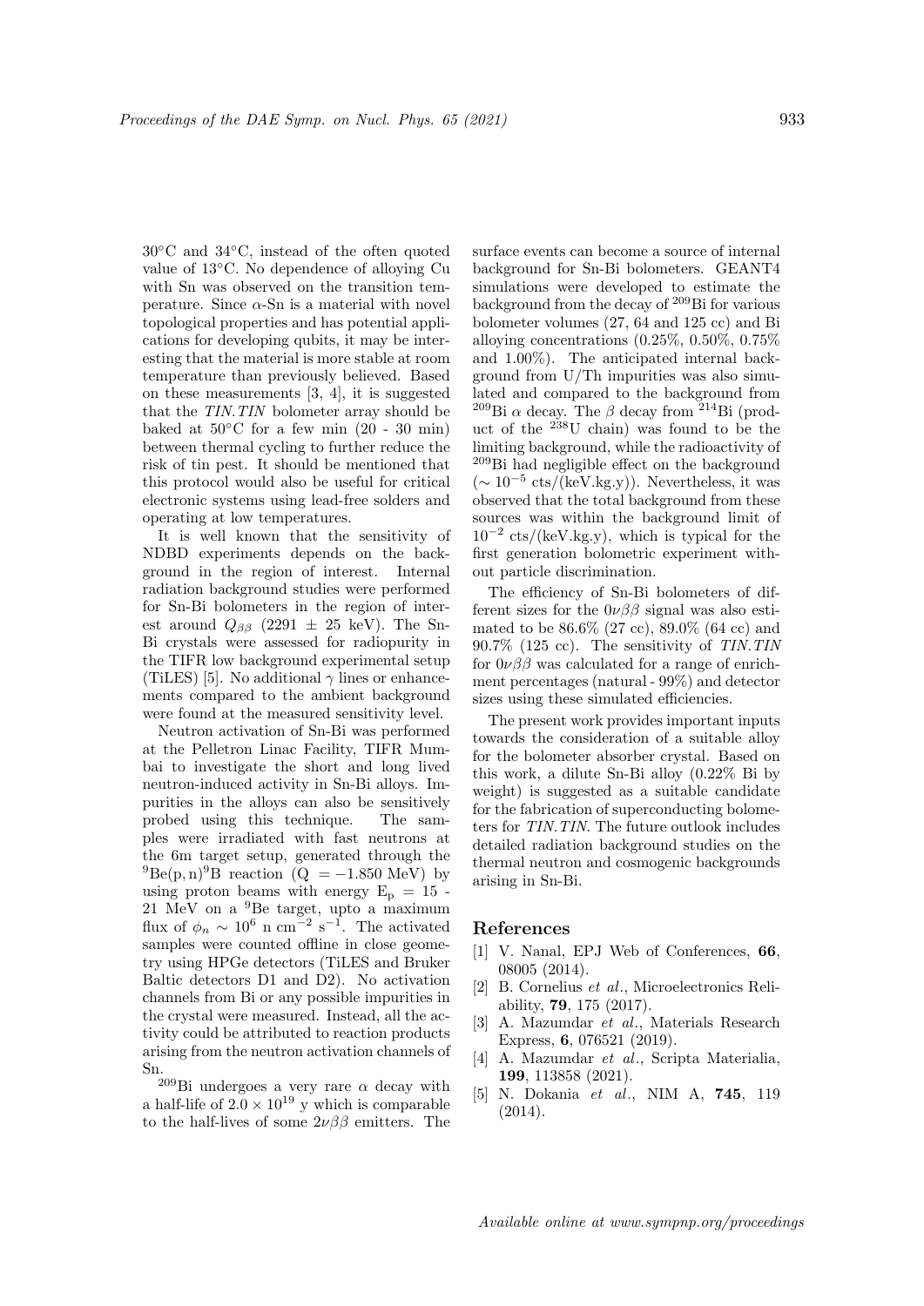30°C and 34°C, instead of the often quoted value of 13°C. No dependence of alloying Cu with Sn was observed on the transition temperature. Since $\alpha$-Sn is a material with novel topological properties and has potential applications for developing qubits, it may be interesting that the material is more stable at room temperature than previously believed. Based on these measurements [3, 4], it is suggested that the *TIN.TIN* bolometer array should be baked at 50°C for a few min (20 - 30 min) between thermal cycling to further reduce the risk of tin pest. It should be mentioned that this protocol would also be useful for critical electronic systems using lead-free solders and operating at low temperatures.

It is well known that the sensitivity of NDBD experiments depends on the background in the region of interest. Internal radiation background studies were performed for Sn-Bi bolometers in the region of interest around $Q_{\beta\beta}$ (2291 ± 25 keV). The Sn-Bi crystals were assessed for radiopurity in the TIFR low background experimental setup (TiLES) [5]. No additional $\gamma$ lines or enhancements compared to the ambient background were found at the measured sensitivity level.

Neutron activation of Sn-Bi was performed at the Pelletron Linac Facility, TIFR Mumbai to investigate the short and long lived neutron-induced activity in Sn-Bi alloys. Impurities in the alloys can also be sensitively probed using this technique. The samples were irradiated with fast neutrons at the 6m target setup, generated through the $^{9}$Be(p, n)$^{9}$B reaction (Q = −1.850 MeV) by using proton beams with energy $E_p$ = 15 - 21 MeV on a $^{9}$Be target, upto a maximum flux of $\phi_n \sim 10^6$ n cm$^{-2}$ s$^{-1}$. The activated samples were counted offline in close geometry using HPGe detectors (TiLES and Bruker Baltic detectors D1 and D2). No activation channels from Bi or any possible impurities in the crystal were measured. Instead, all the activity could be attributed to reaction products arising from the neutron activation channels of Sn.

$^{209}$Bi undergoes a very rare $\alpha$ decay with a half-life of $2.0 \times 10^{19}$ y which is comparable to the half-lives of some $2\nu\beta\beta$ emitters. The surface events can become a source of internal background for Sn-Bi bolometers. GEANT4 simulations were developed to estimate the background from the decay of $^{209}$Bi for various bolometer volumes (27, 64 and 125 cc) and Bi alloying concentrations (0.25%, 0.50%, 0.75% and 1.00%). The anticipated internal background from U/Th impurities was also simulated and compared to the background from $^{209}$Bi $\alpha$ decay. The $\beta$ decay from $^{214}$Bi (product of the $^{238}$U chain) was found to be the limiting background, while the radioactivity of $^{209}$Bi had negligible effect on the background ($\sim 10^{-5}$ cts/(keV.kg.y)). Nevertheless, it was observed that the total background from these sources was within the background limit of $10^{-2}$ cts/(keV.kg.y), which is typical for the first generation bolometric experiment without particle discrimination.

The efficiency of Sn-Bi bolometers of different sizes for the $0\nu\beta\beta$ signal was also estimated to be 86.6% (27 cc), 89.0% (64 cc) and 90.7% (125 cc). The sensitivity of *TIN.TIN* for $0\nu\beta\beta$ was calculated for a range of enrichment percentages (natural - 99%) and detector sizes using these simulated efficiencies.

The present work provides important inputs towards the consideration of a suitable alloy for the bolometer absorber crystal. Based on this work, a dilute Sn-Bi alloy (0.22% Bi by weight) is suggested as a suitable candidate for the fabrication of superconducting bolometers for *TIN.TIN*. The future outlook includes detailed radiation background studies on the thermal neutron and cosmogenic backgrounds arising in Sn-Bi.

## References

[1] V. Nanal, EPJ Web of Conferences, **66**, 08005 (2014).

[2] B. Cornelius *et al.*, Microelectronics Reliability, **79**, 175 (2017).

[3] A. Mazumdar *et al.*, Materials Research Express, **6**, 076521 (2019).

[4] A. Mazumdar *et al.*, Scripta Materialia, **199**, 113858 (2021).

[5] N. Dokania *et al.*, NIM A, **745**, 119 (2014).